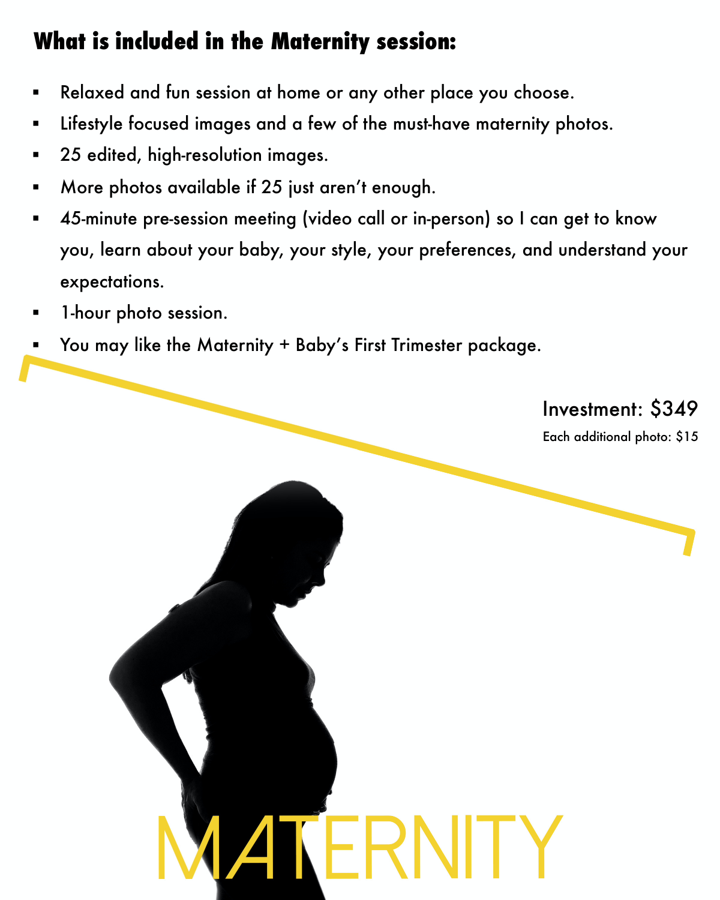## What is included in the Maternity session:

- Relaxed and fun session at home or any other place you choose.
- Lifestyle focused images and a few of the must-have maternity photos.
- 25 edited, high-resolution images.
- More photos available if 25 just aren't enough.
- 45-minute pre-session meeting (video call or in-person) so I can get to know you, learn about your baby, your style, your preferences, and understand your expectations.
- 1-hour photo session.
- You may like the Maternity + Baby's First Trimester package.

Investment: $349

Each additional photo: $15

MATERNITY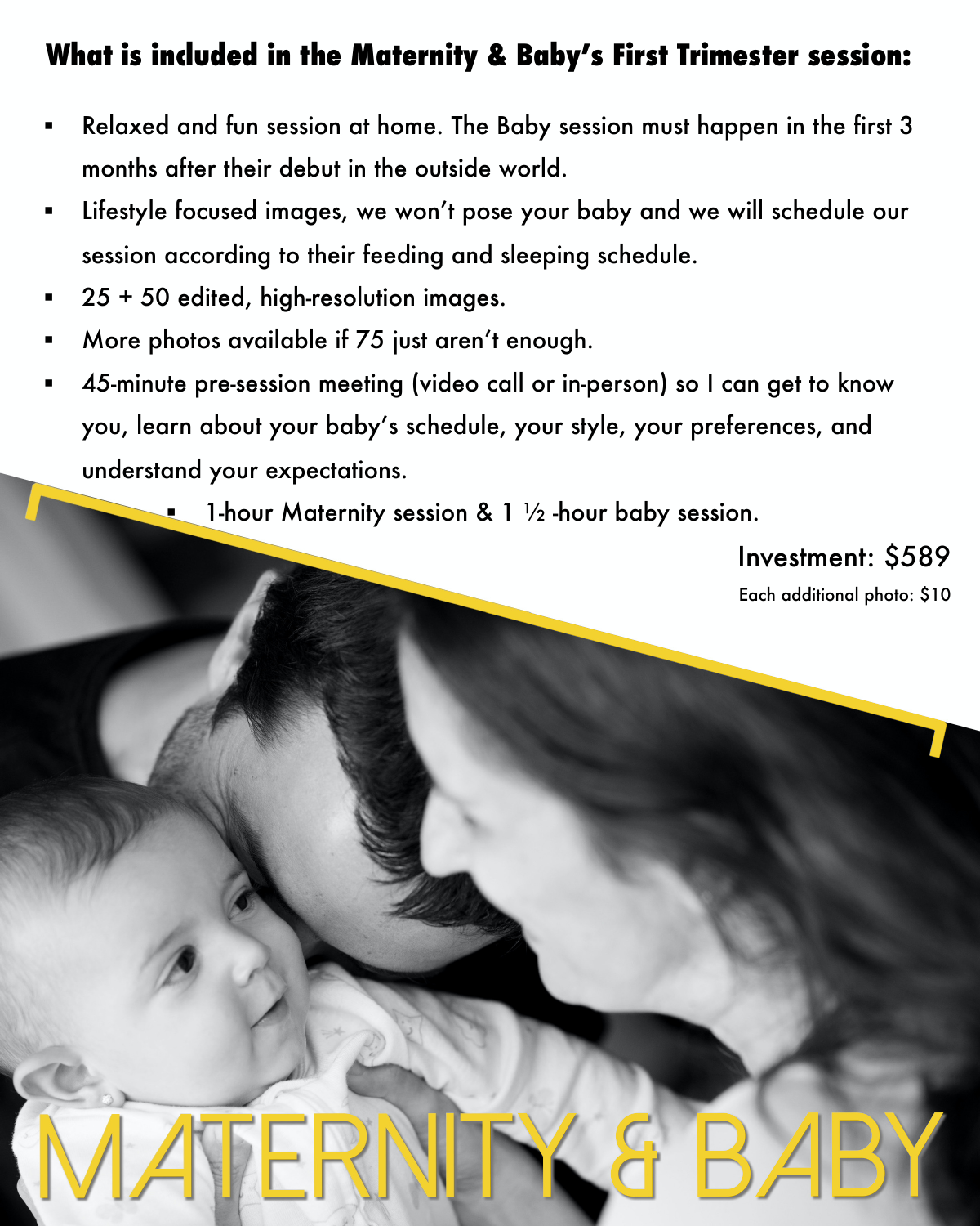## What is included in the Maternity & Baby's First Trimester session:

- Relaxed and fun session at home. The Baby session must happen in the first 3 months after their debut in the outside world.
- Lifestyle focused images, we won't pose your baby and we will schedule our session according to their feeding and sleeping schedule.
- 25 + 50 edited, high-resolution images.
- More photos available if 75 just aren't enough.
- 45-minute pre-session meeting (video call or in-person) so I can get to know you, learn about your baby's schedule, your style, your preferences, and understand your expectations.
  - 1-hour Maternity session & 1 ½ -hour baby session.

Investment: $589

Each additional photo: $10

MATERNITY & BABY